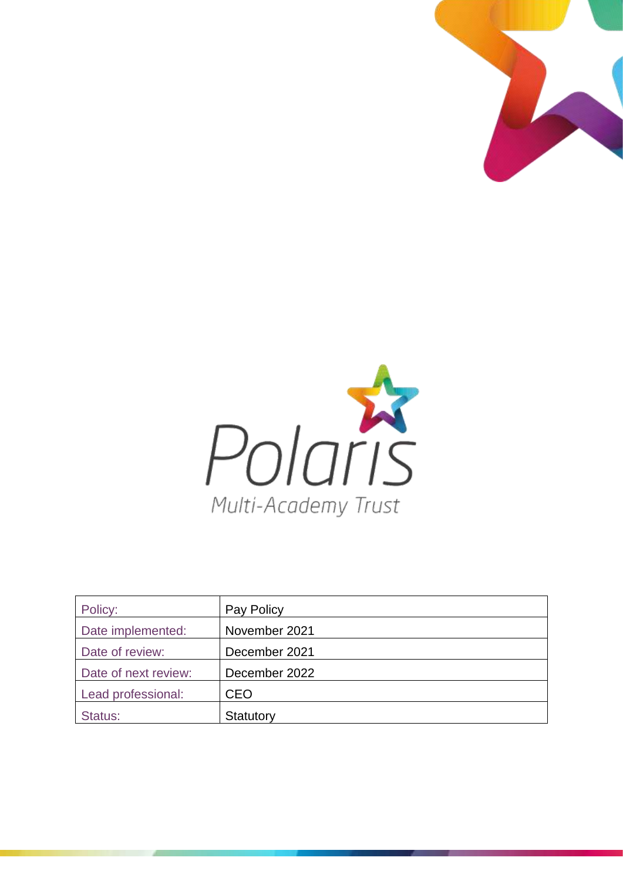Polaris

Multi-Academy Trust

| Policy: | Pay Policy |
| --- | --- |
| Date implemented: | November 2021 |
| Date of review: | December 2021 |
| Date of next review: | December 2022 |
| Lead professional: | CEO |
| Status: | Statutory |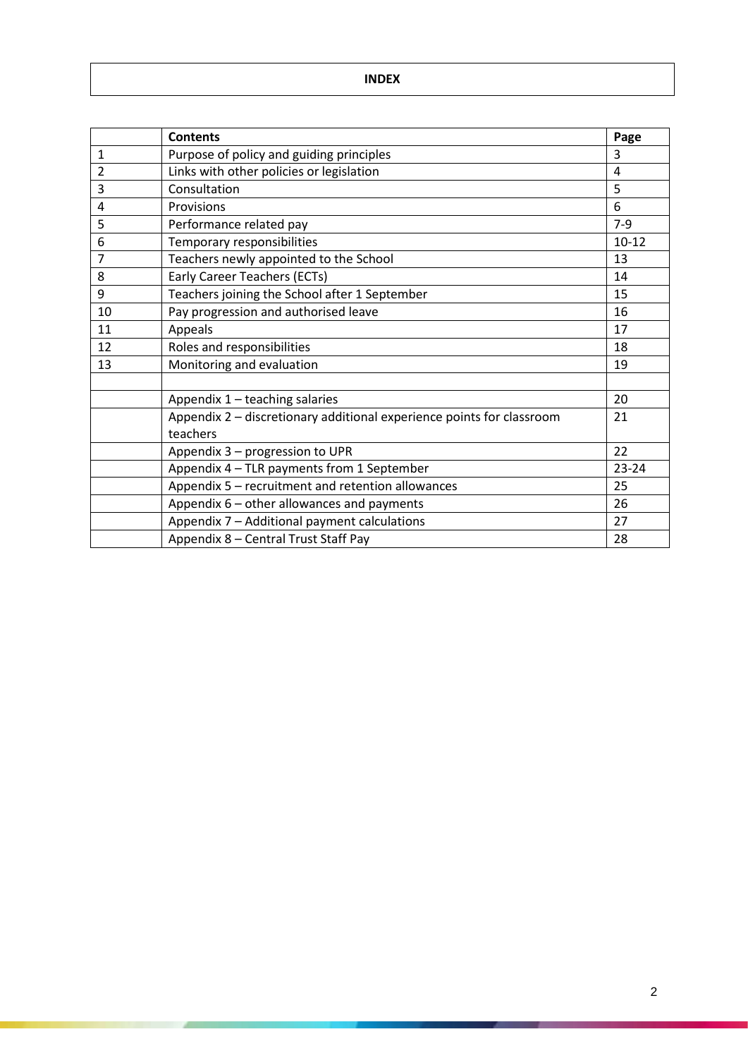# INDEX

| | Contents | Page |
|---|---|---|
| 1 | Purpose of policy and guiding principles | 3 |
| 2 | Links with other policies or legislation | 4 |
| 3 | Consultation | 5 |
| 4 | Provisions | 6 |
| 5 | Performance related pay | 7-9 |
| 6 | Temporary responsibilities | 10-12 |
| 7 | Teachers newly appointed to the School | 13 |
| 8 | Early Career Teachers (ECTs) | 14 |
| 9 | Teachers joining the School after 1 September | 15 |
| 10 | Pay progression and authorised leave | 16 |
| 11 | Appeals | 17 |
| 12 | Roles and responsibilities | 18 |
| 13 | Monitoring and evaluation | 19 |
| | | |
| | Appendix 1 – teaching salaries | 20 |
| | Appendix 2 – discretionary additional experience points for classroom teachers | 21 |
| | Appendix 3 – progression to UPR | 22 |
| | Appendix 4 – TLR payments from 1 September | 23-24 |
| | Appendix 5 – recruitment and retention allowances | 25 |
| | Appendix 6 – other allowances and payments | 26 |
| | Appendix 7 – Additional payment calculations | 27 |
| | Appendix 8 – Central Trust Staff Pay | 28 |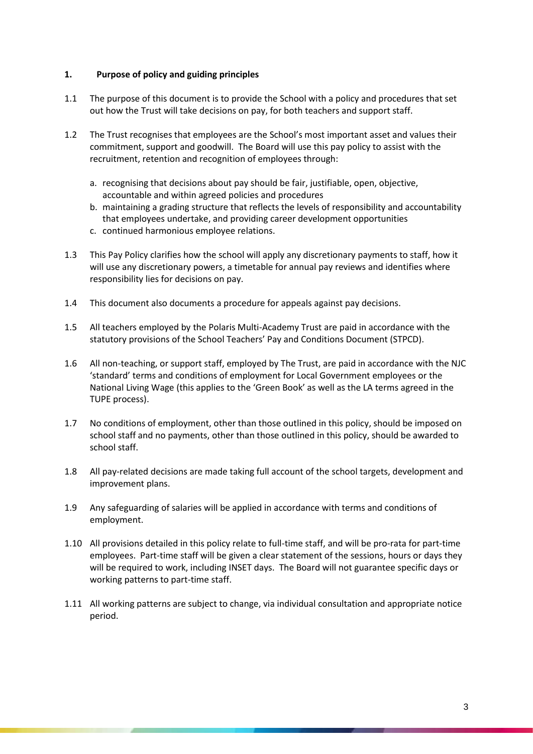## 1. Purpose of policy and guiding principles

1.1 The purpose of this document is to provide the School with a policy and procedures that set out how the Trust will take decisions on pay, for both teachers and support staff.

1.2 The Trust recognises that employees are the School's most important asset and values their commitment, support and goodwill. The Board will use this pay policy to assist with the recruitment, retention and recognition of employees through:

a. recognising that decisions about pay should be fair, justifiable, open, objective, accountable and within agreed policies and procedures
b. maintaining a grading structure that reflects the levels of responsibility and accountability that employees undertake, and providing career development opportunities
c. continued harmonious employee relations.

1.3 This Pay Policy clarifies how the school will apply any discretionary payments to staff, how it will use any discretionary powers, a timetable for annual pay reviews and identifies where responsibility lies for decisions on pay.

1.4 This document also documents a procedure for appeals against pay decisions.

1.5 All teachers employed by the Polaris Multi-Academy Trust are paid in accordance with the statutory provisions of the School Teachers' Pay and Conditions Document (STPCD).

1.6 All non-teaching, or support staff, employed by The Trust, are paid in accordance with the NJC 'standard' terms and conditions of employment for Local Government employees or the National Living Wage (this applies to the 'Green Book' as well as the LA terms agreed in the TUPE process).

1.7 No conditions of employment, other than those outlined in this policy, should be imposed on school staff and no payments, other than those outlined in this policy, should be awarded to school staff.

1.8 All pay-related decisions are made taking full account of the school targets, development and improvement plans.

1.9 Any safeguarding of salaries will be applied in accordance with terms and conditions of employment.

1.10 All provisions detailed in this policy relate to full-time staff, and will be pro-rata for part-time employees. Part-time staff will be given a clear statement of the sessions, hours or days they will be required to work, including INSET days. The Board will not guarantee specific days or working patterns to part-time staff.

1.11 All working patterns are subject to change, via individual consultation and appropriate notice period.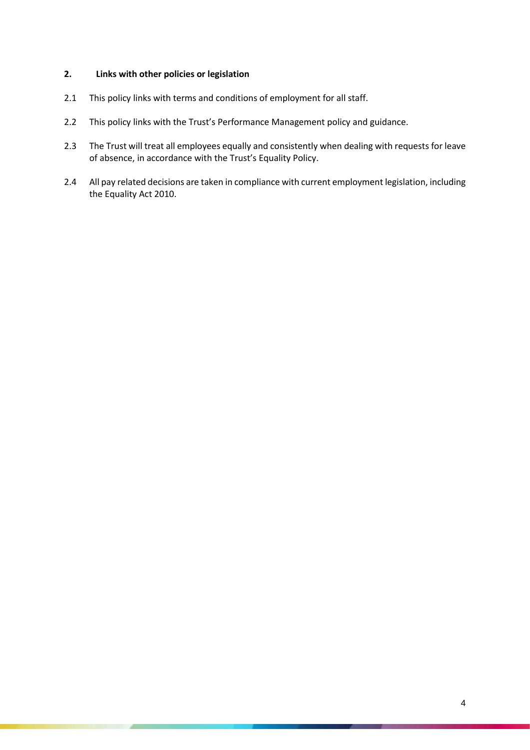## 2. Links with other policies or legislation

2.1 This policy links with terms and conditions of employment for all staff.

2.2 This policy links with the Trust's Performance Management policy and guidance.

2.3 The Trust will treat all employees equally and consistently when dealing with requests for leave of absence, in accordance with the Trust's Equality Policy.

2.4 All pay related decisions are taken in compliance with current employment legislation, including the Equality Act 2010.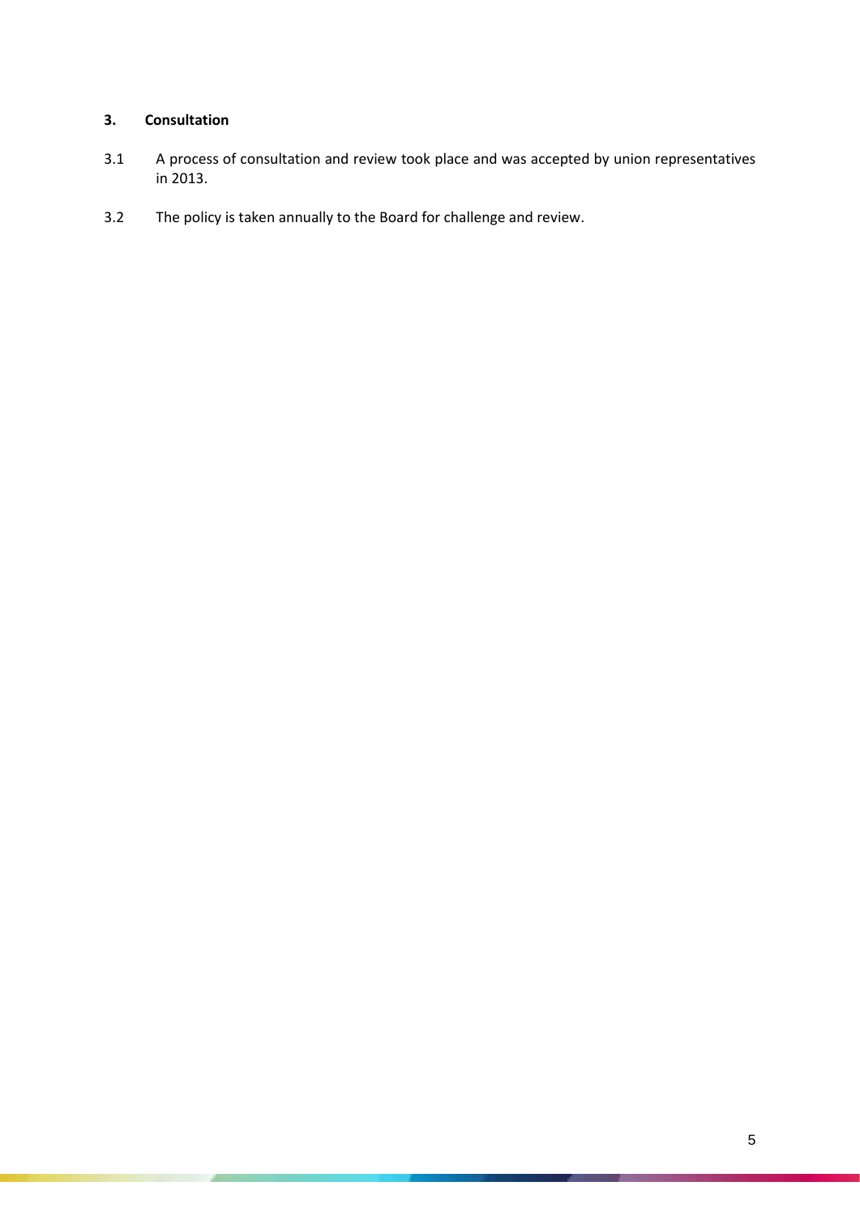## 3. Consultation

3.1 A process of consultation and review took place and was accepted by union representatives in 2013.

3.2 The policy is taken annually to the Board for challenge and review.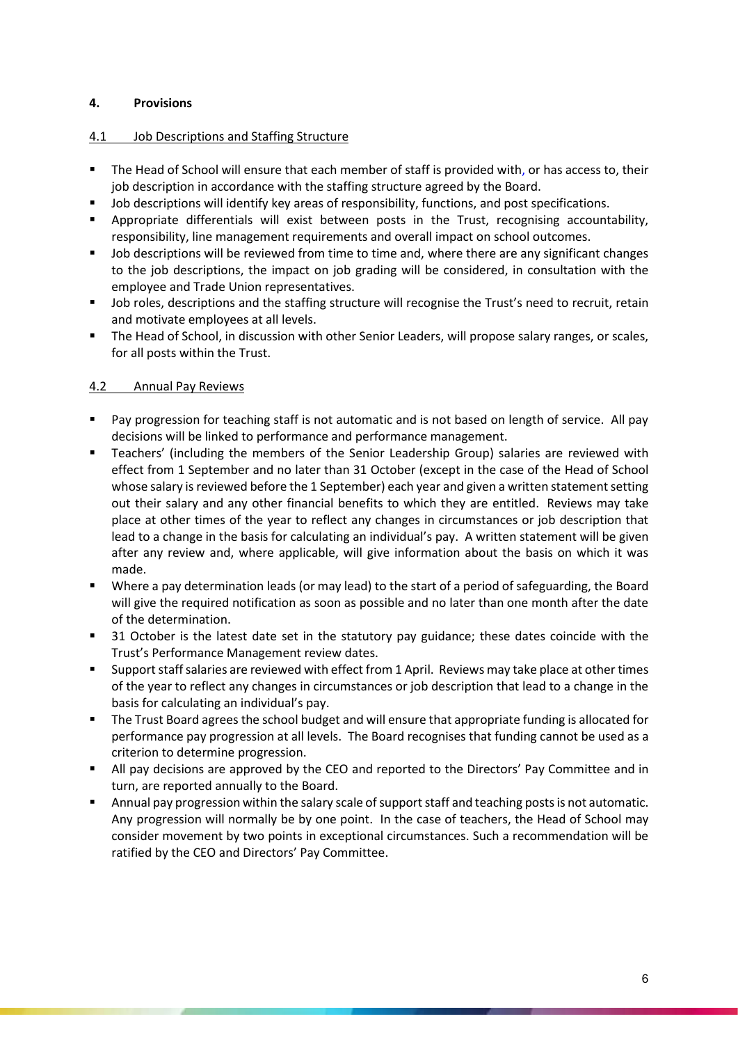## 4. Provisions

### 4.1 Job Descriptions and Staffing Structure

- The Head of School will ensure that each member of staff is provided with, or has access to, their job description in accordance with the staffing structure agreed by the Board.
- Job descriptions will identify key areas of responsibility, functions, and post specifications.
- Appropriate differentials will exist between posts in the Trust, recognising accountability, responsibility, line management requirements and overall impact on school outcomes.
- Job descriptions will be reviewed from time to time and, where there are any significant changes to the job descriptions, the impact on job grading will be considered, in consultation with the employee and Trade Union representatives.
- Job roles, descriptions and the staffing structure will recognise the Trust's need to recruit, retain and motivate employees at all levels.
- The Head of School, in discussion with other Senior Leaders, will propose salary ranges, or scales, for all posts within the Trust.

### 4.2 Annual Pay Reviews

- Pay progression for teaching staff is not automatic and is not based on length of service. All pay decisions will be linked to performance and performance management.
- Teachers' (including the members of the Senior Leadership Group) salaries are reviewed with effect from 1 September and no later than 31 October (except in the case of the Head of School whose salary is reviewed before the 1 September) each year and given a written statement setting out their salary and any other financial benefits to which they are entitled. Reviews may take place at other times of the year to reflect any changes in circumstances or job description that lead to a change in the basis for calculating an individual's pay. A written statement will be given after any review and, where applicable, will give information about the basis on which it was made.
- Where a pay determination leads (or may lead) to the start of a period of safeguarding, the Board will give the required notification as soon as possible and no later than one month after the date of the determination.
- 31 October is the latest date set in the statutory pay guidance; these dates coincide with the Trust's Performance Management review dates.
- Support staff salaries are reviewed with effect from 1 April. Reviews may take place at other times of the year to reflect any changes in circumstances or job description that lead to a change in the basis for calculating an individual's pay.
- The Trust Board agrees the school budget and will ensure that appropriate funding is allocated for performance pay progression at all levels. The Board recognises that funding cannot be used as a criterion to determine progression.
- All pay decisions are approved by the CEO and reported to the Directors' Pay Committee and in turn, are reported annually to the Board.
- Annual pay progression within the salary scale of support staff and teaching posts is not automatic. Any progression will normally be by one point. In the case of teachers, the Head of School may consider movement by two points in exceptional circumstances. Such a recommendation will be ratified by the CEO and Directors' Pay Committee.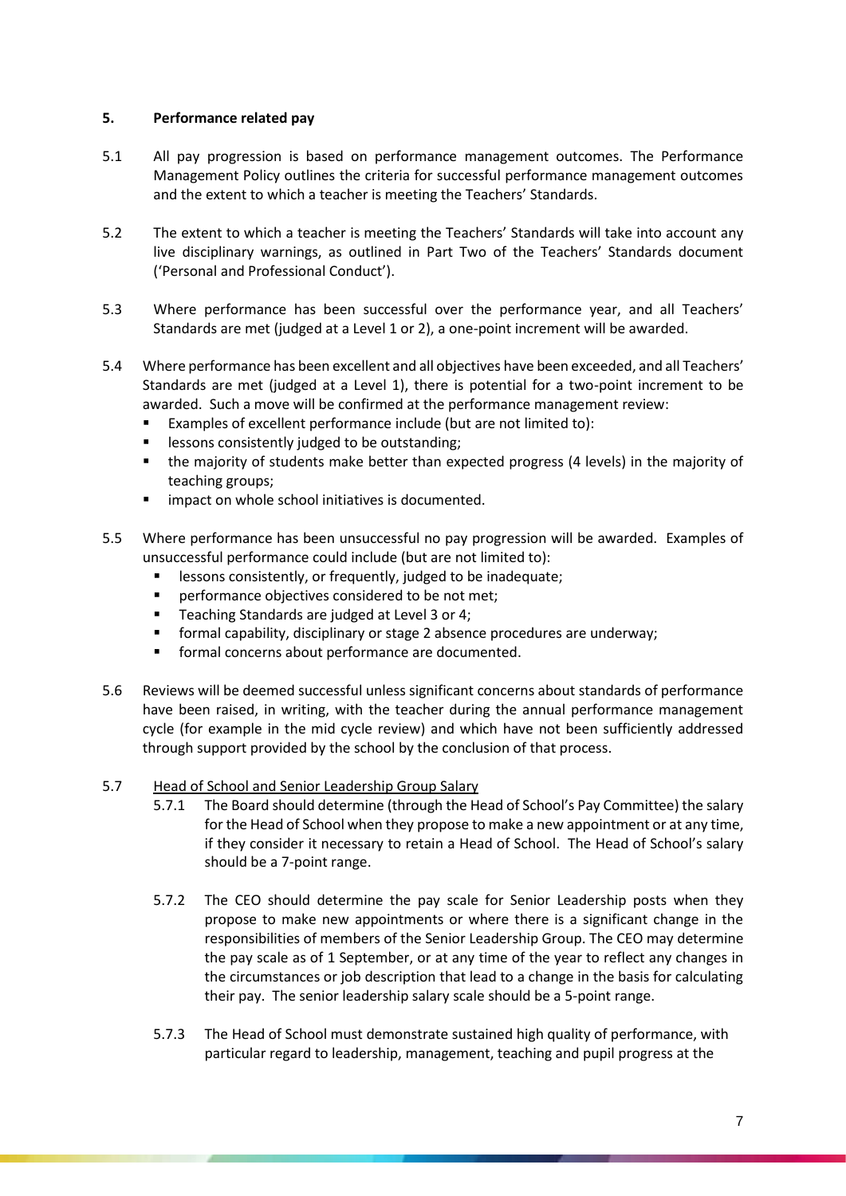## 5. Performance related pay

5.1 All pay progression is based on performance management outcomes. The Performance Management Policy outlines the criteria for successful performance management outcomes and the extent to which a teacher is meeting the Teachers' Standards.

5.2 The extent to which a teacher is meeting the Teachers' Standards will take into account any live disciplinary warnings, as outlined in Part Two of the Teachers' Standards document ('Personal and Professional Conduct').

5.3 Where performance has been successful over the performance year, and all Teachers' Standards are met (judged at a Level 1 or 2), a one-point increment will be awarded.

5.4 Where performance has been excellent and all objectives have been exceeded, and all Teachers' Standards are met (judged at a Level 1), there is potential for a two-point increment to be awarded. Such a move will be confirmed at the performance management review:

- Examples of excellent performance include (but are not limited to):
- lessons consistently judged to be outstanding;
- the majority of students make better than expected progress (4 levels) in the majority of teaching groups;
- impact on whole school initiatives is documented.

5.5 Where performance has been unsuccessful no pay progression will be awarded. Examples of unsuccessful performance could include (but are not limited to):

- lessons consistently, or frequently, judged to be inadequate;
- performance objectives considered to be not met;
- Teaching Standards are judged at Level 3 or 4;
- formal capability, disciplinary or stage 2 absence procedures are underway;
- formal concerns about performance are documented.

5.6 Reviews will be deemed successful unless significant concerns about standards of performance have been raised, in writing, with the teacher during the annual performance management cycle (for example in the mid cycle review) and which have not been sufficiently addressed through support provided by the school by the conclusion of that process.

5.7 Head of School and Senior Leadership Group Salary

5.7.1 The Board should determine (through the Head of School's Pay Committee) the salary for the Head of School when they propose to make a new appointment or at any time, if they consider it necessary to retain a Head of School. The Head of School's salary should be a 7-point range.

5.7.2 The CEO should determine the pay scale for Senior Leadership posts when they propose to make new appointments or where there is a significant change in the responsibilities of members of the Senior Leadership Group. The CEO may determine the pay scale as of 1 September, or at any time of the year to reflect any changes in the circumstances or job description that lead to a change in the basis for calculating their pay. The senior leadership salary scale should be a 5-point range.

5.7.3 The Head of School must demonstrate sustained high quality of performance, with particular regard to leadership, management, teaching and pupil progress at the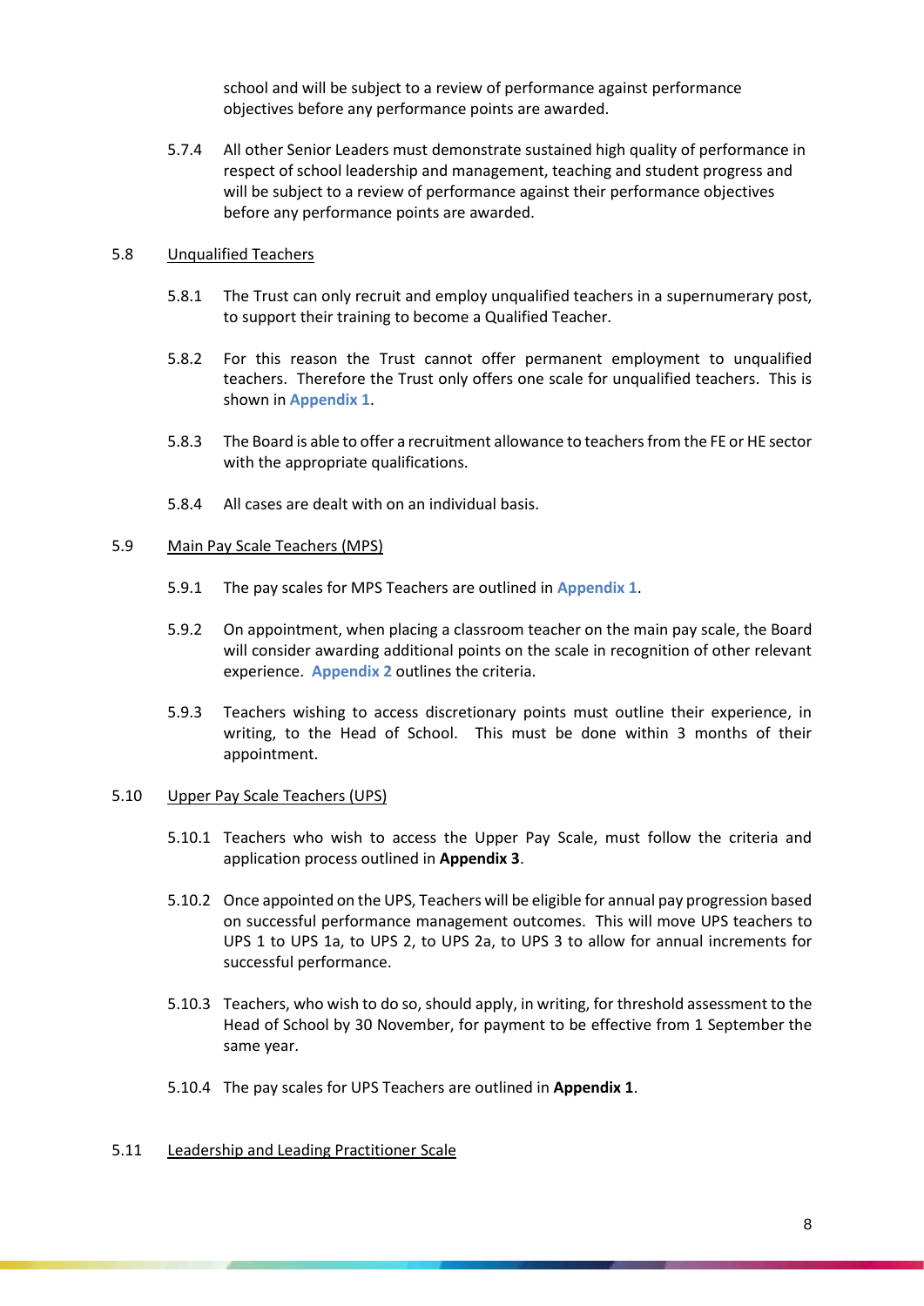school and will be subject to a review of performance against performance objectives before any performance points are awarded.

5.7.4 All other Senior Leaders must demonstrate sustained high quality of performance in respect of school leadership and management, teaching and student progress and will be subject to a review of performance against their performance objectives before any performance points are awarded.

5.8 Unqualified Teachers

5.8.1 The Trust can only recruit and employ unqualified teachers in a supernumerary post, to support their training to become a Qualified Teacher.

5.8.2 For this reason the Trust cannot offer permanent employment to unqualified teachers. Therefore the Trust only offers one scale for unqualified teachers. This is shown in **Appendix 1**.

5.8.3 The Board is able to offer a recruitment allowance to teachers from the FE or HE sector with the appropriate qualifications.

5.8.4 All cases are dealt with on an individual basis.

5.9 Main Pay Scale Teachers (MPS)

5.9.1 The pay scales for MPS Teachers are outlined in **Appendix 1**.

5.9.2 On appointment, when placing a classroom teacher on the main pay scale, the Board will consider awarding additional points on the scale in recognition of other relevant experience. **Appendix 2** outlines the criteria.

5.9.3 Teachers wishing to access discretionary points must outline their experience, in writing, to the Head of School. This must be done within 3 months of their appointment.

5.10 Upper Pay Scale Teachers (UPS)

5.10.1 Teachers who wish to access the Upper Pay Scale, must follow the criteria and application process outlined in **Appendix 3**.

5.10.2 Once appointed on the UPS, Teachers will be eligible for annual pay progression based on successful performance management outcomes. This will move UPS teachers to UPS 1 to UPS 1a, to UPS 2, to UPS 2a, to UPS 3 to allow for annual increments for successful performance.

5.10.3 Teachers, who wish to do so, should apply, in writing, for threshold assessment to the Head of School by 30 November, for payment to be effective from 1 September the same year.

5.10.4 The pay scales for UPS Teachers are outlined in **Appendix 1**.

5.11 Leadership and Leading Practitioner Scale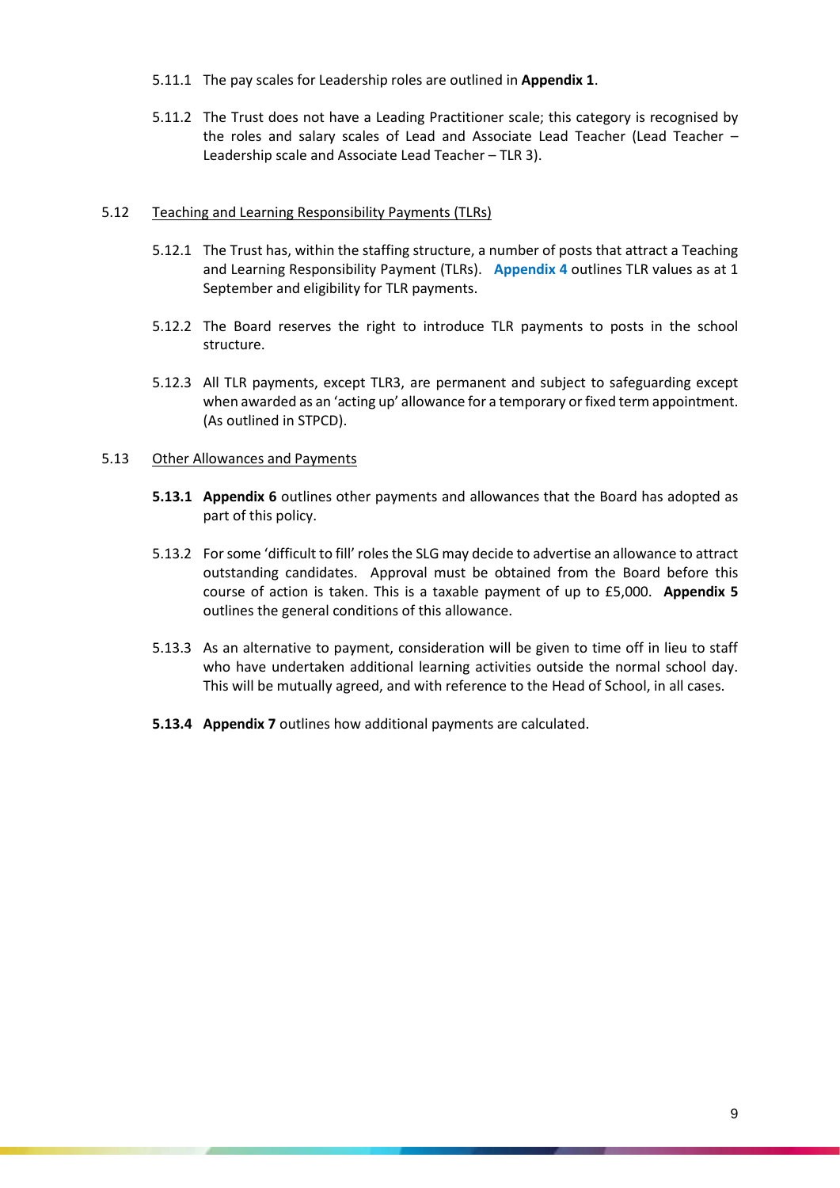5.11.1 The pay scales for Leadership roles are outlined in **Appendix 1**.

5.11.2 The Trust does not have a Leading Practitioner scale; this category is recognised by the roles and salary scales of Lead and Associate Lead Teacher (Lead Teacher – Leadership scale and Associate Lead Teacher – TLR 3).

5.12 <u>Teaching and Learning Responsibility Payments (TLRs)</u>

5.12.1 The Trust has, within the staffing structure, a number of posts that attract a Teaching and Learning Responsibility Payment (TLRs). **Appendix 4** outlines TLR values as at 1 September and eligibility for TLR payments.

5.12.2 The Board reserves the right to introduce TLR payments to posts in the school structure.

5.12.3 All TLR payments, except TLR3, are permanent and subject to safeguarding except when awarded as an 'acting up' allowance for a temporary or fixed term appointment. (As outlined in STPCD).

5.13 <u>Other Allowances and Payments</u>

**5.13.1** **Appendix 6** outlines other payments and allowances that the Board has adopted as part of this policy.

5.13.2 For some 'difficult to fill' roles the SLG may decide to advertise an allowance to attract outstanding candidates. Approval must be obtained from the Board before this course of action is taken. This is a taxable payment of up to £5,000. **Appendix 5** outlines the general conditions of this allowance.

5.13.3 As an alternative to payment, consideration will be given to time off in lieu to staff who have undertaken additional learning activities outside the normal school day. This will be mutually agreed, and with reference to the Head of School, in all cases.

**5.13.4** **Appendix 7** outlines how additional payments are calculated.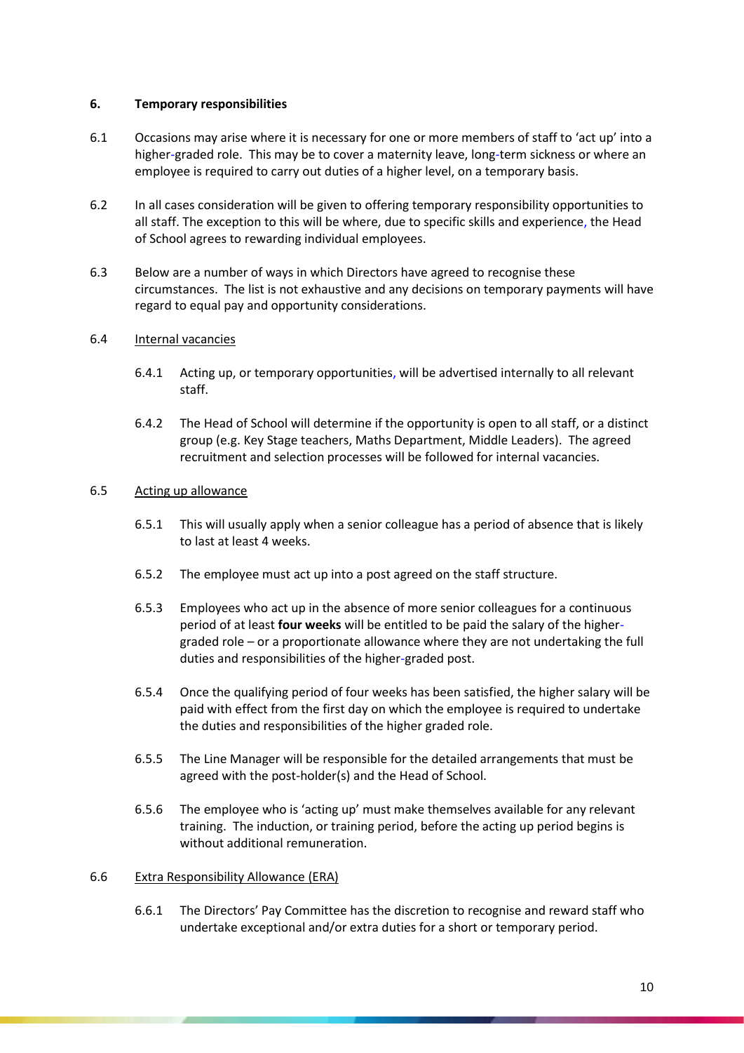## 6. Temporary responsibilities

6.1 Occasions may arise where it is necessary for one or more members of staff to 'act up' into a higher-graded role. This may be to cover a maternity leave, long-term sickness or where an employee is required to carry out duties of a higher level, on a temporary basis.

6.2 In all cases consideration will be given to offering temporary responsibility opportunities to all staff. The exception to this will be where, due to specific skills and experience, the Head of School agrees to rewarding individual employees.

6.3 Below are a number of ways in which Directors have agreed to recognise these circumstances. The list is not exhaustive and any decisions on temporary payments will have regard to equal pay and opportunity considerations.

6.4 <u>Internal vacancies</u>

6.4.1 Acting up, or temporary opportunities, will be advertised internally to all relevant staff.

6.4.2 The Head of School will determine if the opportunity is open to all staff, or a distinct group (e.g. Key Stage teachers, Maths Department, Middle Leaders). The agreed recruitment and selection processes will be followed for internal vacancies.

6.5 <u>Acting up allowance</u>

6.5.1 This will usually apply when a senior colleague has a period of absence that is likely to last at least 4 weeks.

6.5.2 The employee must act up into a post agreed on the staff structure.

6.5.3 Employees who act up in the absence of more senior colleagues for a continuous period of at least **four weeks** will be entitled to be paid the salary of the higher-graded role – or a proportionate allowance where they are not undertaking the full duties and responsibilities of the higher-graded post.

6.5.4 Once the qualifying period of four weeks has been satisfied, the higher salary will be paid with effect from the first day on which the employee is required to undertake the duties and responsibilities of the higher graded role.

6.5.5 The Line Manager will be responsible for the detailed arrangements that must be agreed with the post-holder(s) and the Head of School.

6.5.6 The employee who is 'acting up' must make themselves available for any relevant training. The induction, or training period, before the acting up period begins is without additional remuneration.

6.6 <u>Extra Responsibility Allowance (ERA)</u>

6.6.1 The Directors' Pay Committee has the discretion to recognise and reward staff who undertake exceptional and/or extra duties for a short or temporary period.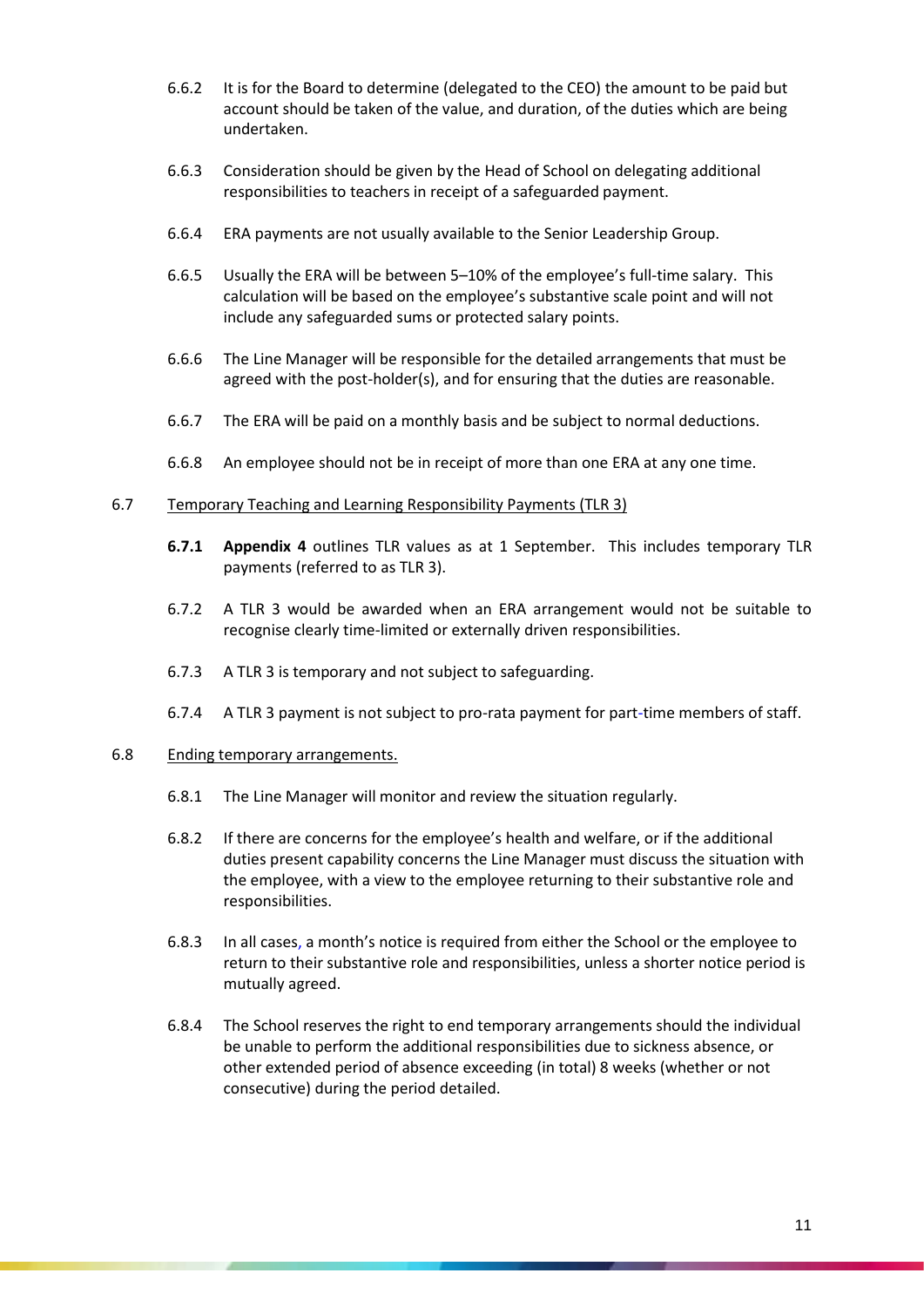6.6.2 It is for the Board to determine (delegated to the CEO) the amount to be paid but account should be taken of the value, and duration, of the duties which are being undertaken.

6.6.3 Consideration should be given by the Head of School on delegating additional responsibilities to teachers in receipt of a safeguarded payment.

6.6.4 ERA payments are not usually available to the Senior Leadership Group.

6.6.5 Usually the ERA will be between 5–10% of the employee's full-time salary. This calculation will be based on the employee's substantive scale point and will not include any safeguarded sums or protected salary points.

6.6.6 The Line Manager will be responsible for the detailed arrangements that must be agreed with the post-holder(s), and for ensuring that the duties are reasonable.

6.6.7 The ERA will be paid on a monthly basis and be subject to normal deductions.

6.6.8 An employee should not be in receipt of more than one ERA at any one time.

6.7 Temporary Teaching and Learning Responsibility Payments (TLR 3)

**6.7.1** **Appendix 4** outlines TLR values as at 1 September. This includes temporary TLR payments (referred to as TLR 3).

6.7.2 A TLR 3 would be awarded when an ERA arrangement would not be suitable to recognise clearly time-limited or externally driven responsibilities.

6.7.3 A TLR 3 is temporary and not subject to safeguarding.

6.7.4 A TLR 3 payment is not subject to pro-rata payment for part-time members of staff.

6.8 Ending temporary arrangements.

6.8.1 The Line Manager will monitor and review the situation regularly.

6.8.2 If there are concerns for the employee's health and welfare, or if the additional duties present capability concerns the Line Manager must discuss the situation with the employee, with a view to the employee returning to their substantive role and responsibilities.

6.8.3 In all cases, a month's notice is required from either the School or the employee to return to their substantive role and responsibilities, unless a shorter notice period is mutually agreed.

6.8.4 The School reserves the right to end temporary arrangements should the individual be unable to perform the additional responsibilities due to sickness absence, or other extended period of absence exceeding (in total) 8 weeks (whether or not consecutive) during the period detailed.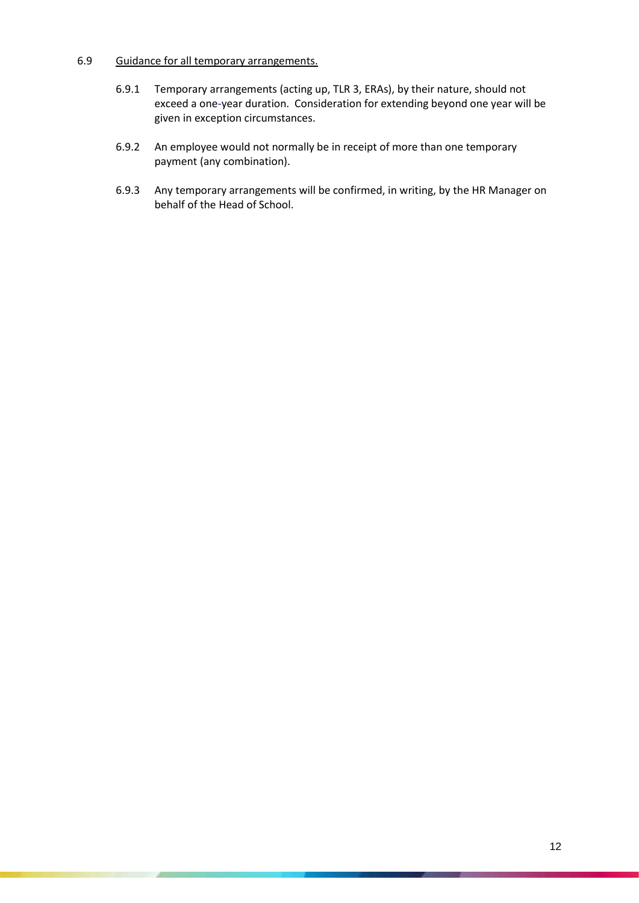6.9 <u>Guidance for all temporary arrangements.</u>

6.9.1 Temporary arrangements (acting up, TLR 3, ERAs), by their nature, should not exceed a one-year duration. Consideration for extending beyond one year will be given in exception circumstances.

6.9.2 An employee would not normally be in receipt of more than one temporary payment (any combination).

6.9.3 Any temporary arrangements will be confirmed, in writing, by the HR Manager on behalf of the Head of School.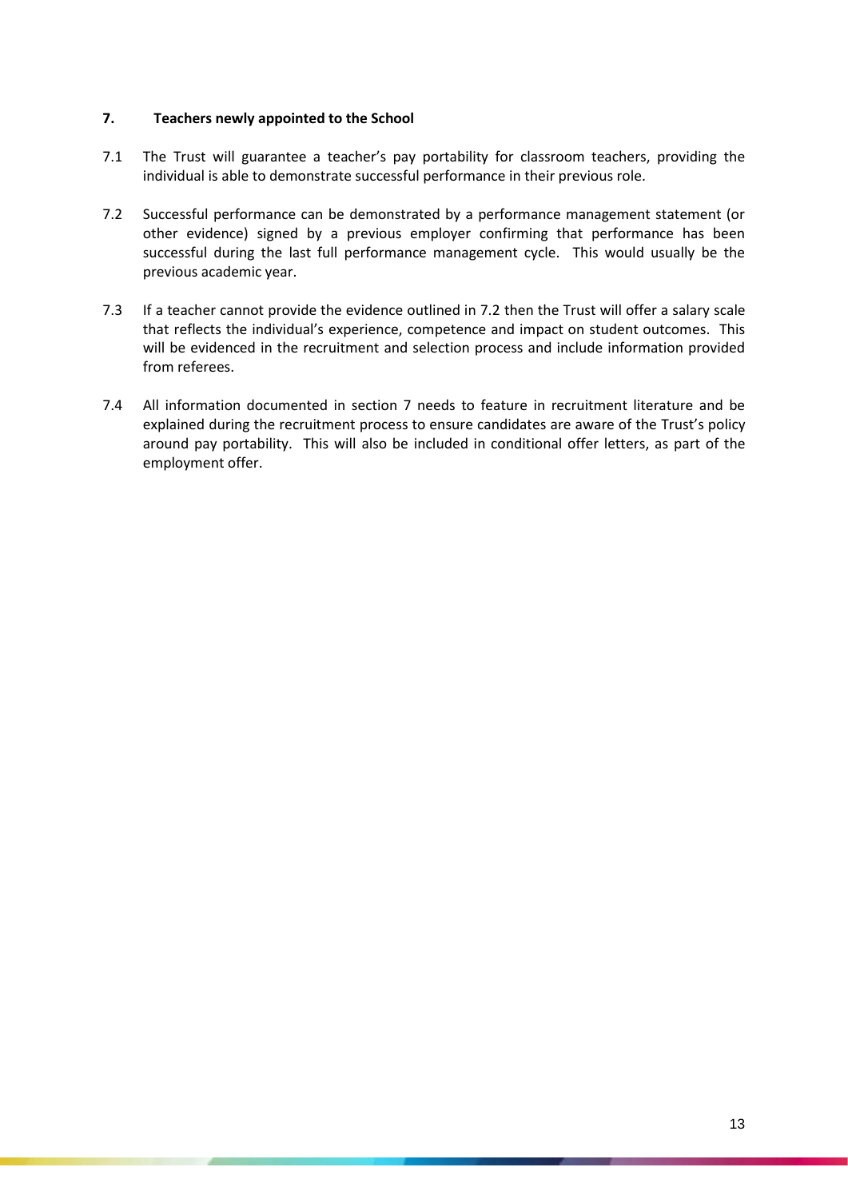## 7. Teachers newly appointed to the School

7.1 The Trust will guarantee a teacher's pay portability for classroom teachers, providing the individual is able to demonstrate successful performance in their previous role.

7.2 Successful performance can be demonstrated by a performance management statement (or other evidence) signed by a previous employer confirming that performance has been successful during the last full performance management cycle. This would usually be the previous academic year.

7.3 If a teacher cannot provide the evidence outlined in 7.2 then the Trust will offer a salary scale that reflects the individual's experience, competence and impact on student outcomes. This will be evidenced in the recruitment and selection process and include information provided from referees.

7.4 All information documented in section 7 needs to feature in recruitment literature and be explained during the recruitment process to ensure candidates are aware of the Trust's policy around pay portability. This will also be included in conditional offer letters, as part of the employment offer.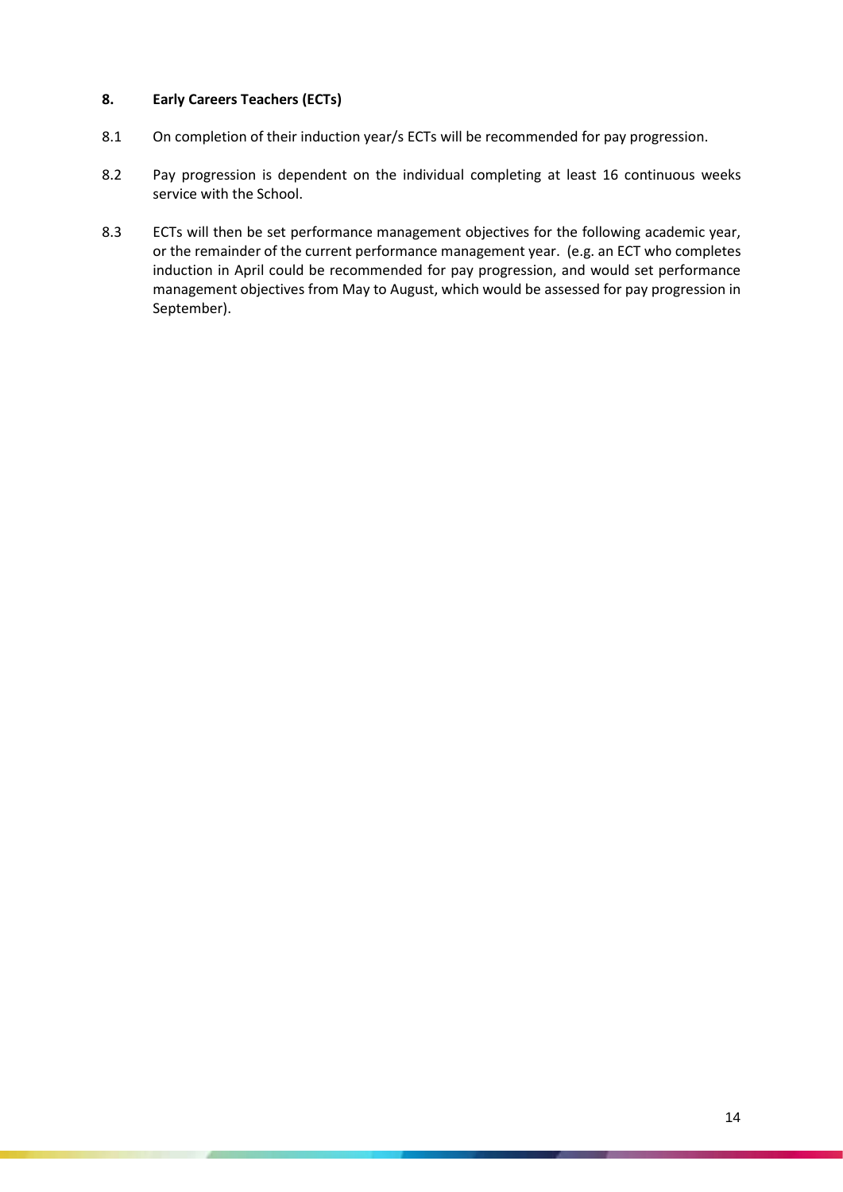## 8. Early Careers Teachers (ECTs)

8.1 On completion of their induction year/s ECTs will be recommended for pay progression.

8.2 Pay progression is dependent on the individual completing at least 16 continuous weeks service with the School.

8.3 ECTs will then be set performance management objectives for the following academic year, or the remainder of the current performance management year. (e.g. an ECT who completes induction in April could be recommended for pay progression, and would set performance management objectives from May to August, which would be assessed for pay progression in September).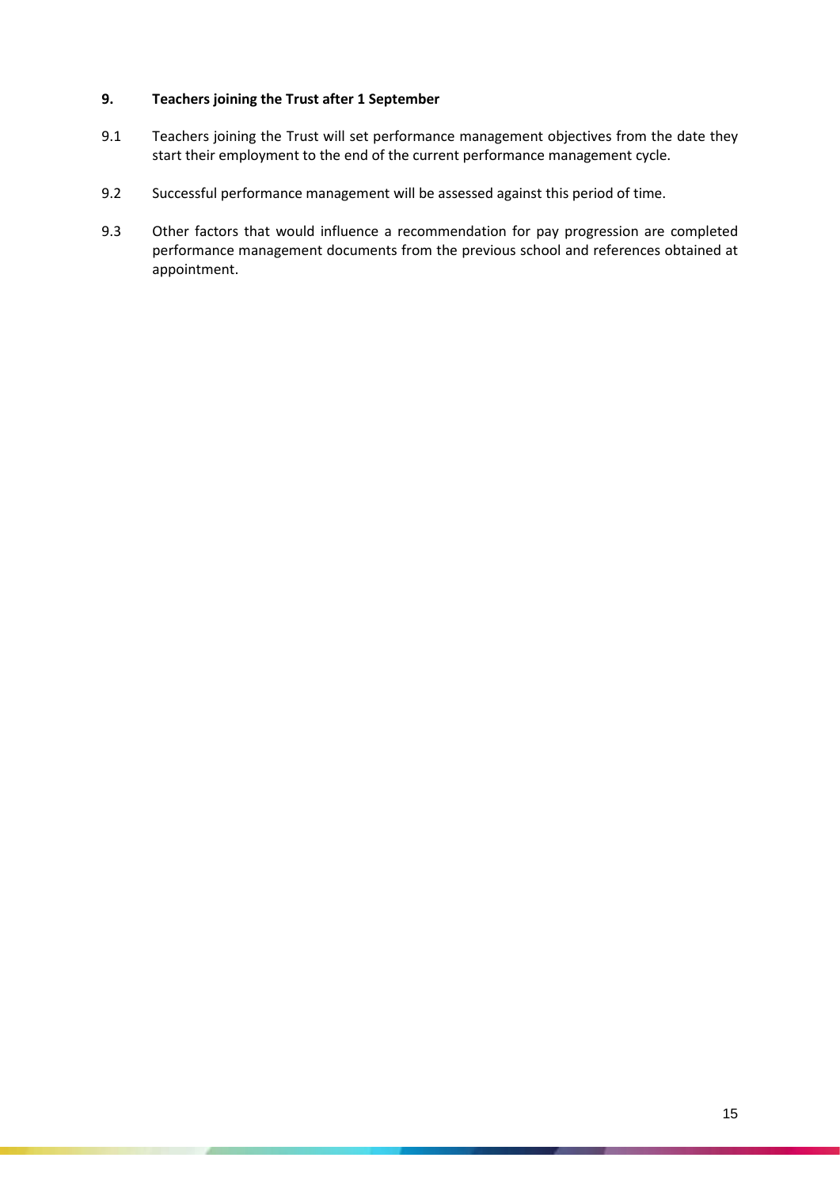## 9. Teachers joining the Trust after 1 September

9.1 Teachers joining the Trust will set performance management objectives from the date they start their employment to the end of the current performance management cycle.

9.2 Successful performance management will be assessed against this period of time.

9.3 Other factors that would influence a recommendation for pay progression are completed performance management documents from the previous school and references obtained at appointment.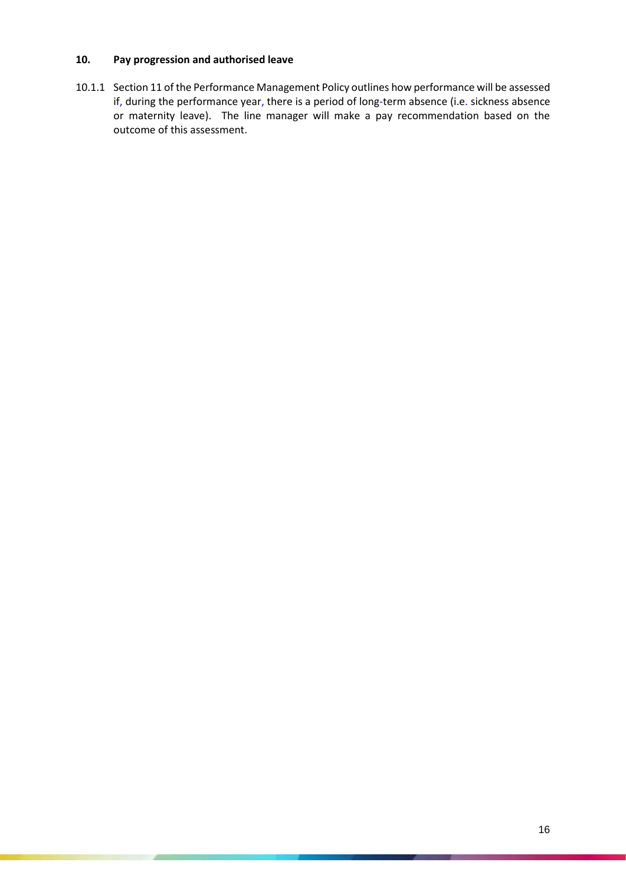## 10. Pay progression and authorised leave

10.1.1 Section 11 of the Performance Management Policy outlines how performance will be assessed if, during the performance year, there is a period of long-term absence (i.e. sickness absence or maternity leave). The line manager will make a pay recommendation based on the outcome of this assessment.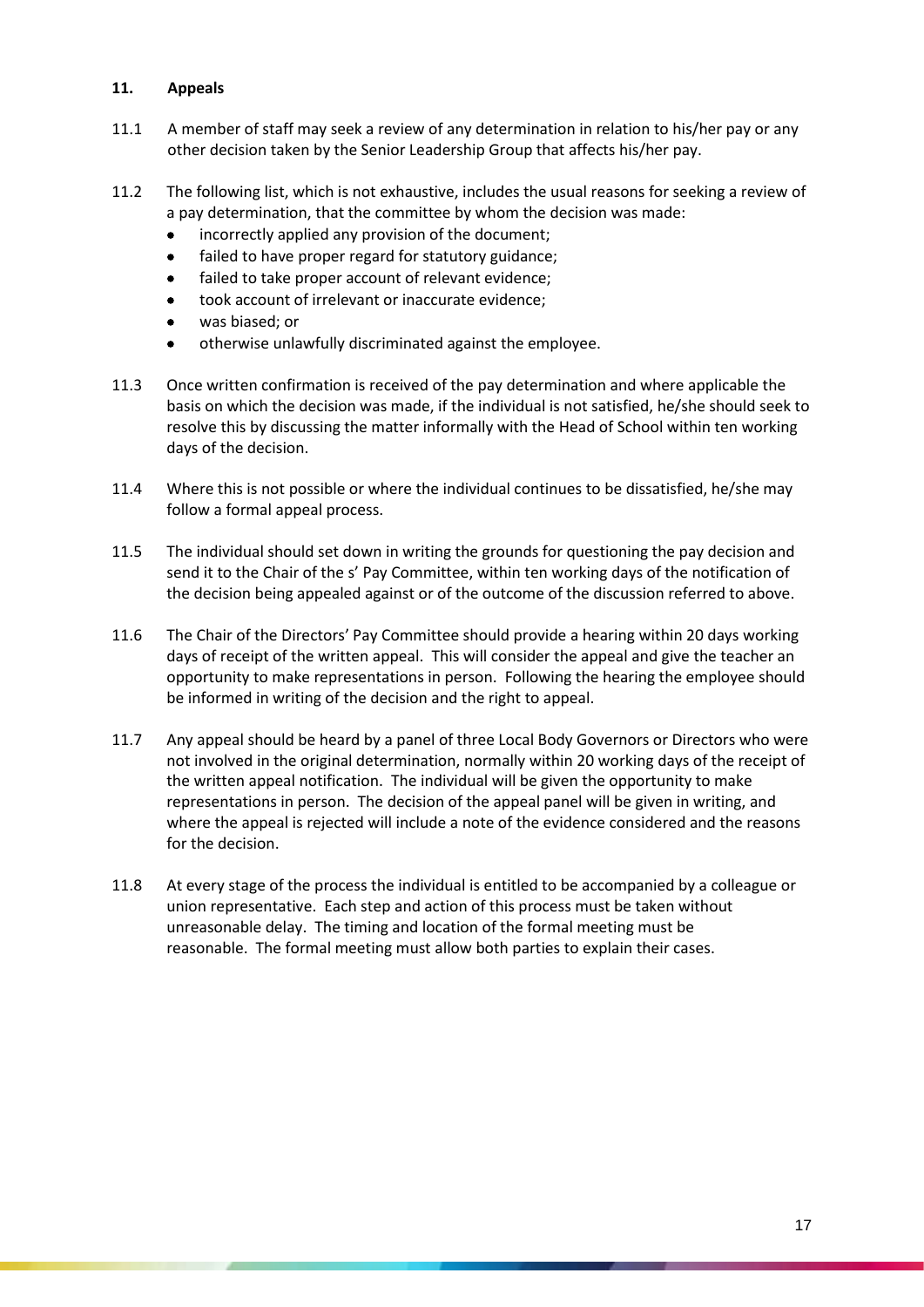## 11. Appeals

11.1 A member of staff may seek a review of any determination in relation to his/her pay or any other decision taken by the Senior Leadership Group that affects his/her pay.

11.2 The following list, which is not exhaustive, includes the usual reasons for seeking a review of a pay determination, that the committee by whom the decision was made:

- incorrectly applied any provision of the document;
- failed to have proper regard for statutory guidance;
- failed to take proper account of relevant evidence;
- took account of irrelevant or inaccurate evidence;
- was biased; or
- otherwise unlawfully discriminated against the employee.

11.3 Once written confirmation is received of the pay determination and where applicable the basis on which the decision was made, if the individual is not satisfied, he/she should seek to resolve this by discussing the matter informally with the Head of School within ten working days of the decision.

11.4 Where this is not possible or where the individual continues to be dissatisfied, he/she may follow a formal appeal process.

11.5 The individual should set down in writing the grounds for questioning the pay decision and send it to the Chair of the s' Pay Committee, within ten working days of the notification of the decision being appealed against or of the outcome of the discussion referred to above.

11.6 The Chair of the Directors' Pay Committee should provide a hearing within 20 days working days of receipt of the written appeal. This will consider the appeal and give the teacher an opportunity to make representations in person. Following the hearing the employee should be informed in writing of the decision and the right to appeal.

11.7 Any appeal should be heard by a panel of three Local Body Governors or Directors who were not involved in the original determination, normally within 20 working days of the receipt of the written appeal notification. The individual will be given the opportunity to make representations in person. The decision of the appeal panel will be given in writing, and where the appeal is rejected will include a note of the evidence considered and the reasons for the decision.

11.8 At every stage of the process the individual is entitled to be accompanied by a colleague or union representative. Each step and action of this process must be taken without unreasonable delay. The timing and location of the formal meeting must be reasonable. The formal meeting must allow both parties to explain their cases.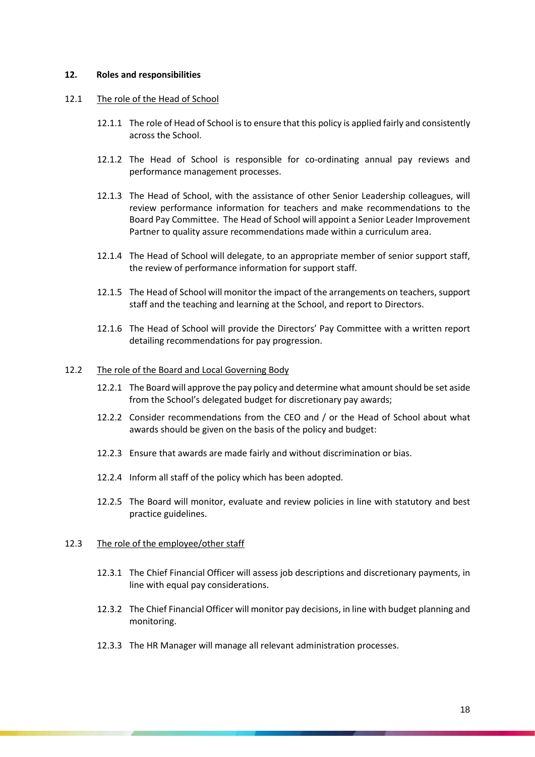## 12. Roles and responsibilities

### 12.1 The role of the Head of School

12.1.1 The role of Head of School is to ensure that this policy is applied fairly and consistently across the School.

12.1.2 The Head of School is responsible for co-ordinating annual pay reviews and performance management processes.

12.1.3 The Head of School, with the assistance of other Senior Leadership colleagues, will review performance information for teachers and make recommendations to the Board Pay Committee. The Head of School will appoint a Senior Leader Improvement Partner to quality assure recommendations made within a curriculum area.

12.1.4 The Head of School will delegate, to an appropriate member of senior support staff, the review of performance information for support staff.

12.1.5 The Head of School will monitor the impact of the arrangements on teachers, support staff and the teaching and learning at the School, and report to Directors.

12.1.6 The Head of School will provide the Directors' Pay Committee with a written report detailing recommendations for pay progression.

### 12.2 The role of the Board and Local Governing Body

12.2.1 The Board will approve the pay policy and determine what amount should be set aside from the School's delegated budget for discretionary pay awards;

12.2.2 Consider recommendations from the CEO and / or the Head of School about what awards should be given on the basis of the policy and budget:

12.2.3 Ensure that awards are made fairly and without discrimination or bias.

12.2.4 Inform all staff of the policy which has been adopted.

12.2.5 The Board will monitor, evaluate and review policies in line with statutory and best practice guidelines.

### 12.3 The role of the employee/other staff

12.3.1 The Chief Financial Officer will assess job descriptions and discretionary payments, in line with equal pay considerations.

12.3.2 The Chief Financial Officer will monitor pay decisions, in line with budget planning and monitoring.

12.3.3 The HR Manager will manage all relevant administration processes.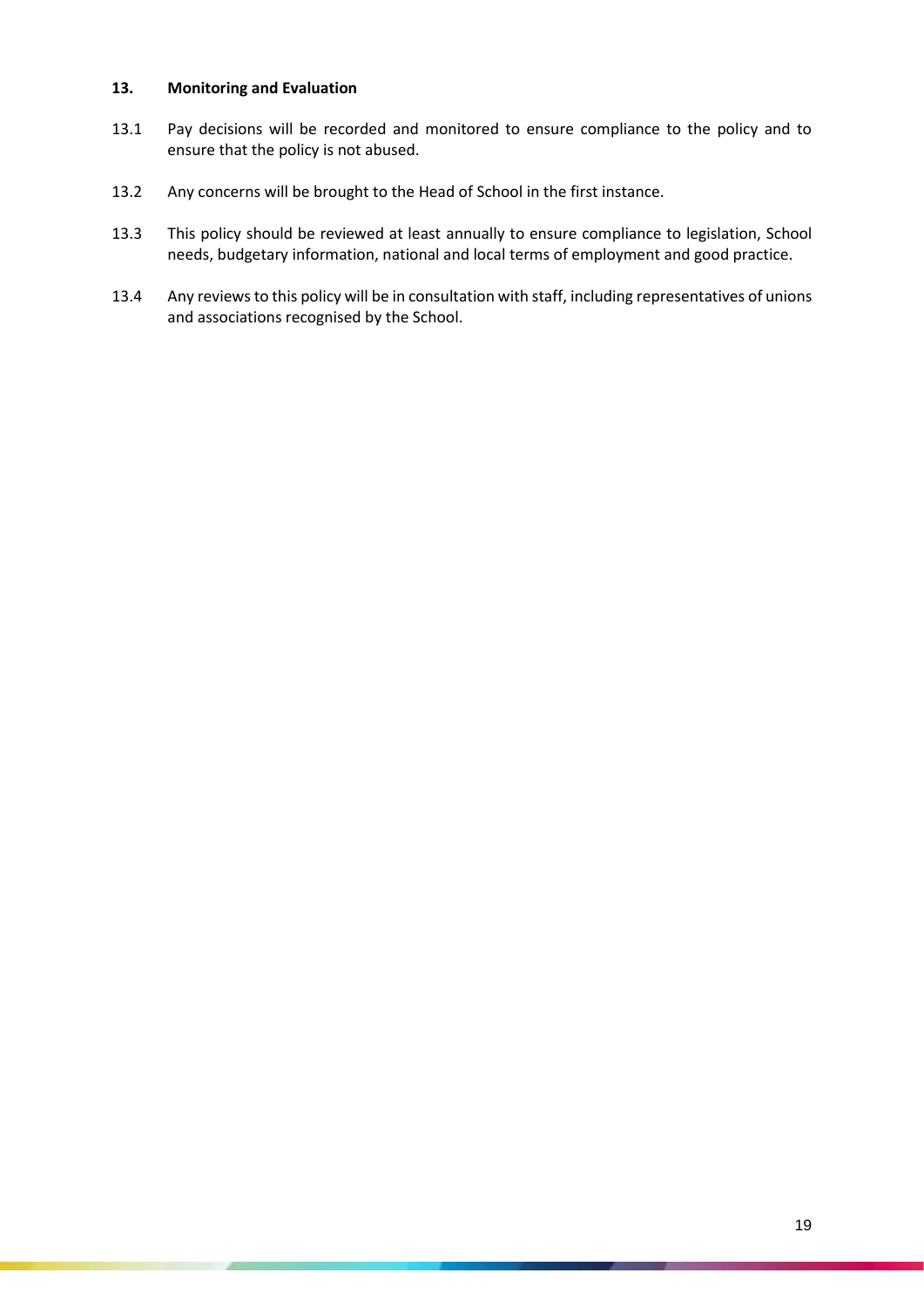## 13. Monitoring and Evaluation

13.1 Pay decisions will be recorded and monitored to ensure compliance to the policy and to ensure that the policy is not abused.

13.2 Any concerns will be brought to the Head of School in the first instance.

13.3 This policy should be reviewed at least annually to ensure compliance to legislation, School needs, budgetary information, national and local terms of employment and good practice.

13.4 Any reviews to this policy will be in consultation with staff, including representatives of unions and associations recognised by the School.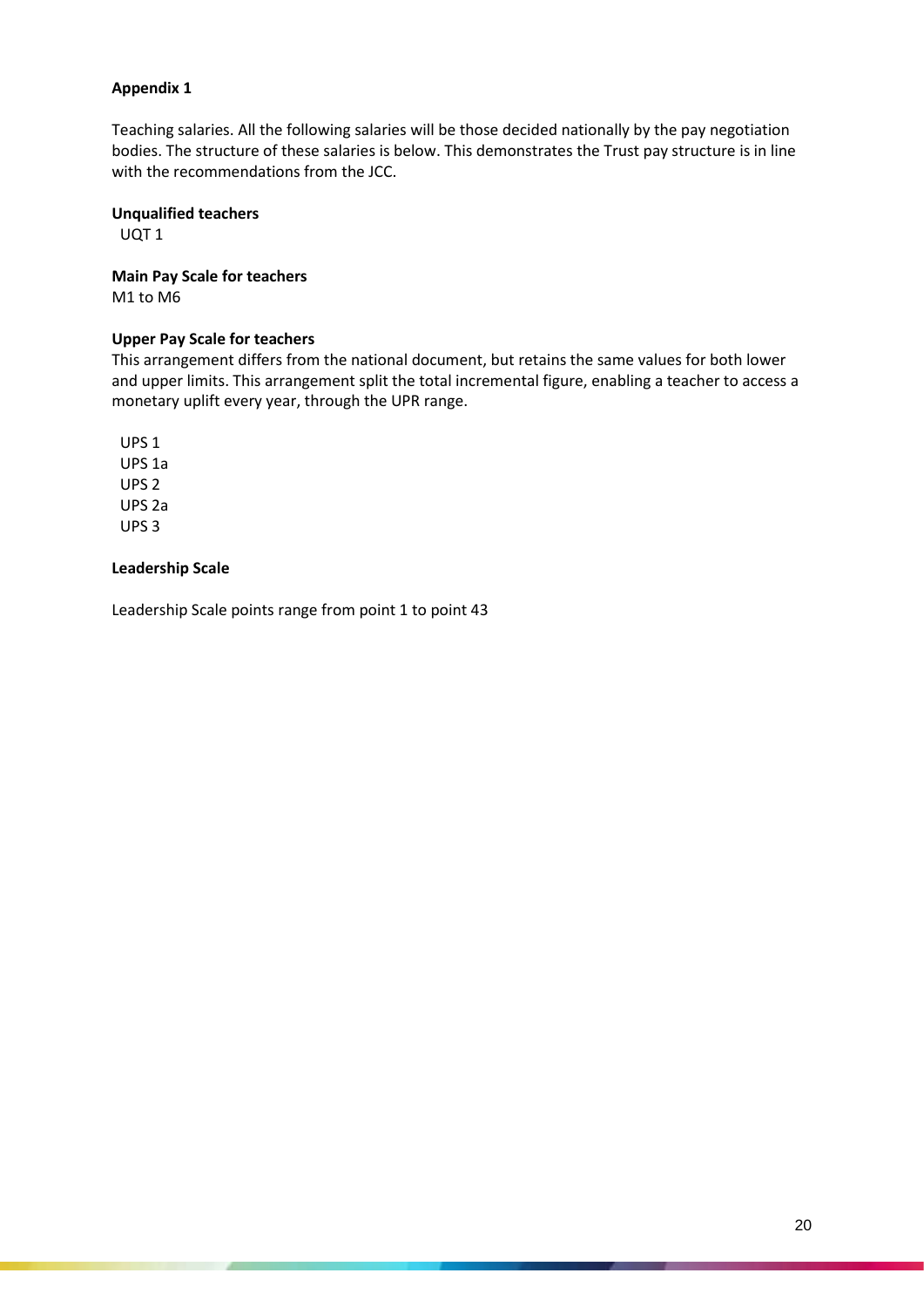**Appendix 1**

Teaching salaries. All the following salaries will be those decided nationally by the pay negotiation bodies. The structure of these salaries is below. This demonstrates the Trust pay structure is in line with the recommendations from the JCC.

**Unqualified teachers**

UQT 1

**Main Pay Scale for teachers**

M1 to M6

**Upper Pay Scale for teachers**

This arrangement differs from the national document, but retains the same values for both lower and upper limits. This arrangement split the total incremental figure, enabling a teacher to access a monetary uplift every year, through the UPR range.

UPS 1
UPS 1a
UPS 2
UPS 2a
UPS 3

**Leadership Scale**

Leadership Scale points range from point 1 to point 43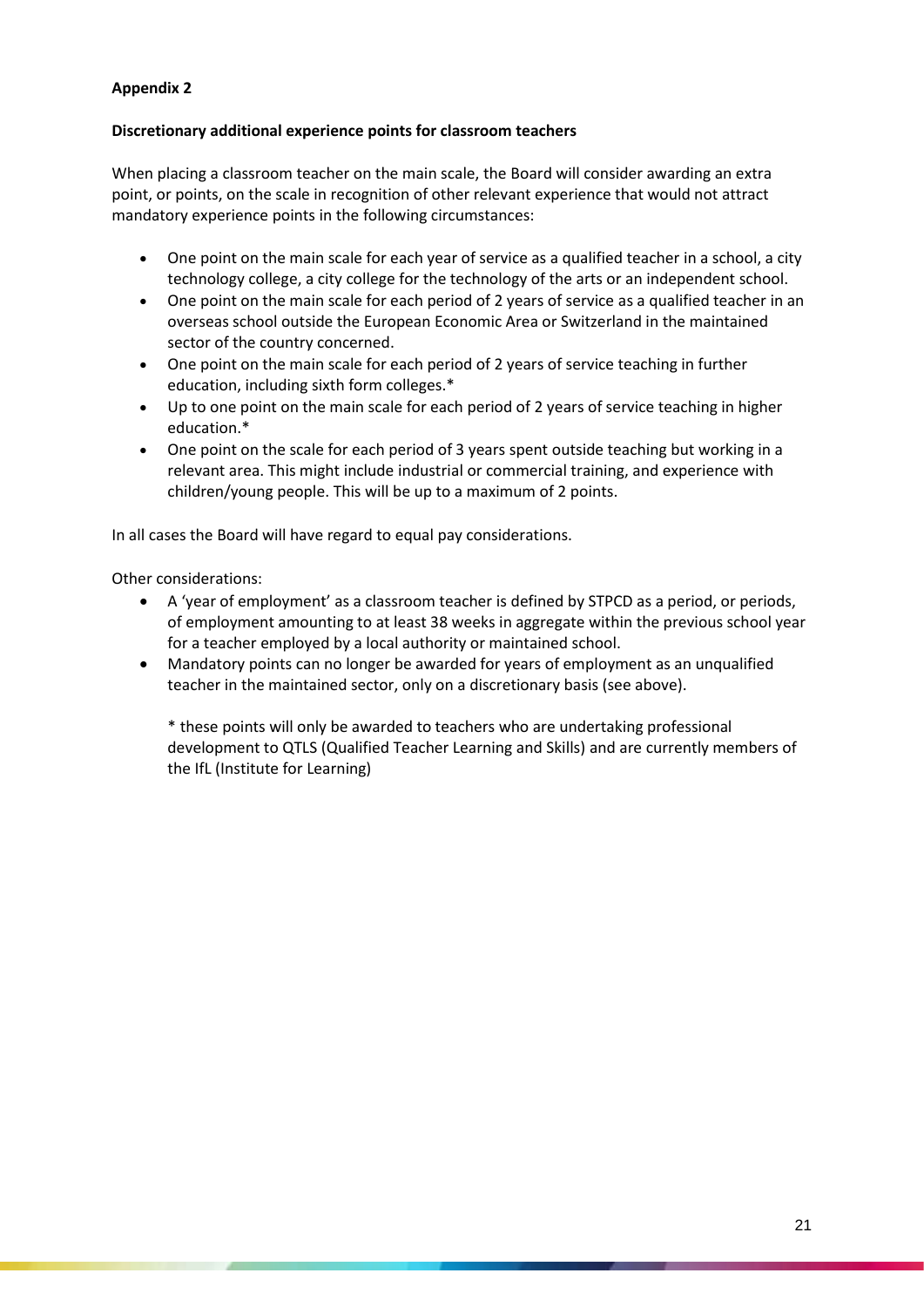**Appendix 2**

**Discretionary additional experience points for classroom teachers**

When placing a classroom teacher on the main scale, the Board will consider awarding an extra point, or points, on the scale in recognition of other relevant experience that would not attract mandatory experience points in the following circumstances:

- One point on the main scale for each year of service as a qualified teacher in a school, a city technology college, a city college for the technology of the arts or an independent school.
- One point on the main scale for each period of 2 years of service as a qualified teacher in an overseas school outside the European Economic Area or Switzerland in the maintained sector of the country concerned.
- One point on the main scale for each period of 2 years of service teaching in further education, including sixth form colleges.*
- Up to one point on the main scale for each period of 2 years of service teaching in higher education.*
- One point on the scale for each period of 3 years spent outside teaching but working in a relevant area. This might include industrial or commercial training, and experience with children/young people. This will be up to a maximum of 2 points.

In all cases the Board will have regard to equal pay considerations.

Other considerations:

- A 'year of employment' as a classroom teacher is defined by STPCD as a period, or periods, of employment amounting to at least 38 weeks in aggregate within the previous school year for a teacher employed by a local authority or maintained school.
- Mandatory points can no longer be awarded for years of employment as an unqualified teacher in the maintained sector, only on a discretionary basis (see above).

  * these points will only be awarded to teachers who are undertaking professional development to QTLS (Qualified Teacher Learning and Skills) and are currently members of the IfL (Institute for Learning)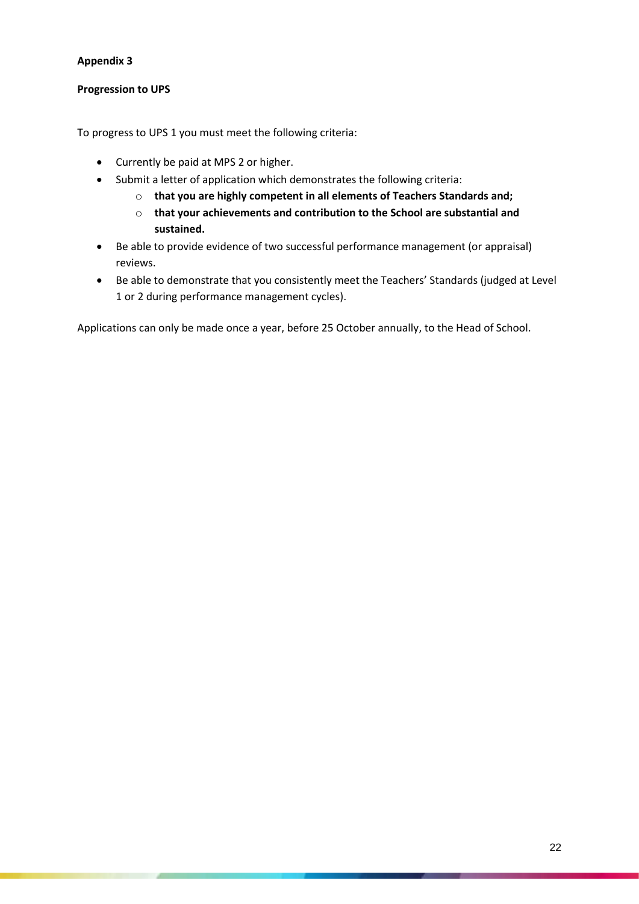**Appendix 3**

**Progression to UPS**

To progress to UPS 1 you must meet the following criteria:

- Currently be paid at MPS 2 or higher.
- Submit a letter of application which demonstrates the following criteria:
    - **that you are highly competent in all elements of Teachers Standards and;**
    - **that your achievements and contribution to the School are substantial and sustained.**
- Be able to provide evidence of two successful performance management (or appraisal) reviews.
- Be able to demonstrate that you consistently meet the Teachers' Standards (judged at Level 1 or 2 during performance management cycles).

Applications can only be made once a year, before 25 October annually, to the Head of School.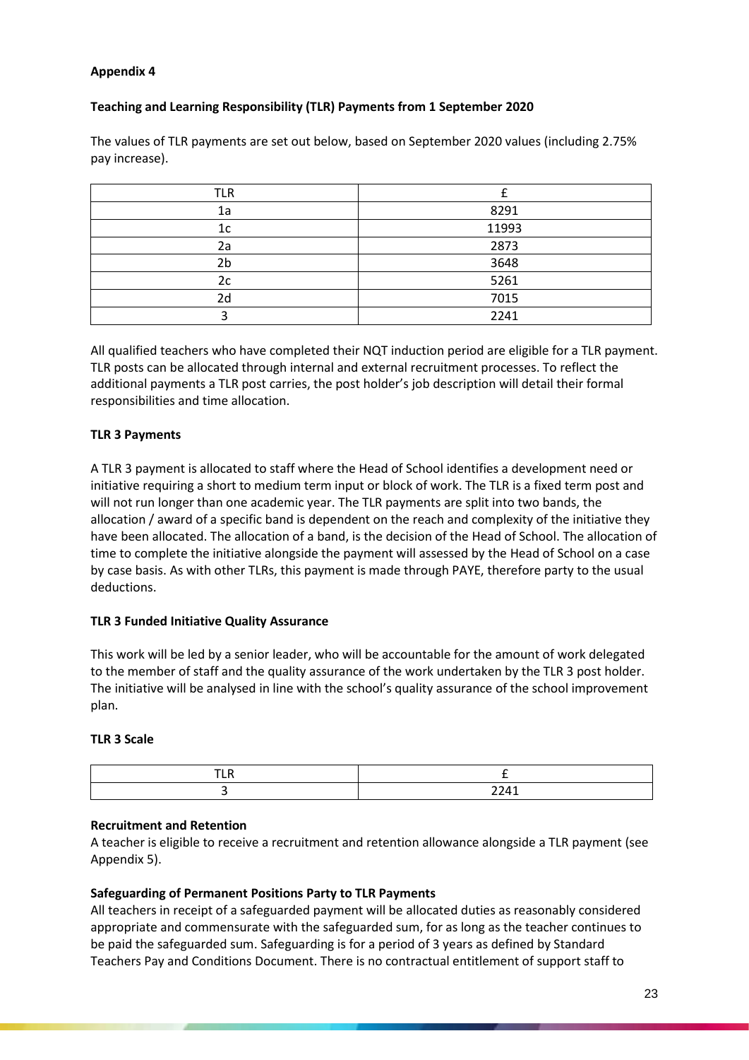**Appendix 4**

**Teaching and Learning Responsibility (TLR) Payments from 1 September 2020**

The values of TLR payments are set out below, based on September 2020 values (including 2.75% pay increase).

| TLR | £ |
| --- | --- |
| 1a | 8291 |
| 1c | 11993 |
| 2a | 2873 |
| 2b | 3648 |
| 2c | 5261 |
| 2d | 7015 |
| 3 | 2241 |

All qualified teachers who have completed their NQT induction period are eligible for a TLR payment. TLR posts can be allocated through internal and external recruitment processes. To reflect the additional payments a TLR post carries, the post holder's job description will detail their formal responsibilities and time allocation.

**TLR 3 Payments**

A TLR 3 payment is allocated to staff where the Head of School identifies a development need or initiative requiring a short to medium term input or block of work. The TLR is a fixed term post and will not run longer than one academic year. The TLR payments are split into two bands, the allocation / award of a specific band is dependent on the reach and complexity of the initiative they have been allocated. The allocation of a band, is the decision of the Head of School. The allocation of time to complete the initiative alongside the payment will assessed by the Head of School on a case by case basis. As with other TLRs, this payment is made through PAYE, therefore party to the usual deductions.

**TLR 3 Funded Initiative Quality Assurance**

This work will be led by a senior leader, who will be accountable for the amount of work delegated to the member of staff and the quality assurance of the work undertaken by the TLR 3 post holder. The initiative will be analysed in line with the school's quality assurance of the school improvement plan.

**TLR 3 Scale**

| TLR | £ |
| --- | --- |
| 3 | 2241 |

**Recruitment and Retention**

A teacher is eligible to receive a recruitment and retention allowance alongside a TLR payment (see Appendix 5).

**Safeguarding of Permanent Positions Party to TLR Payments**

All teachers in receipt of a safeguarded payment will be allocated duties as reasonably considered appropriate and commensurate with the safeguarded sum, for as long as the teacher continues to be paid the safeguarded sum. Safeguarding is for a period of 3 years as defined by Standard Teachers Pay and Conditions Document. There is no contractual entitlement of support staff to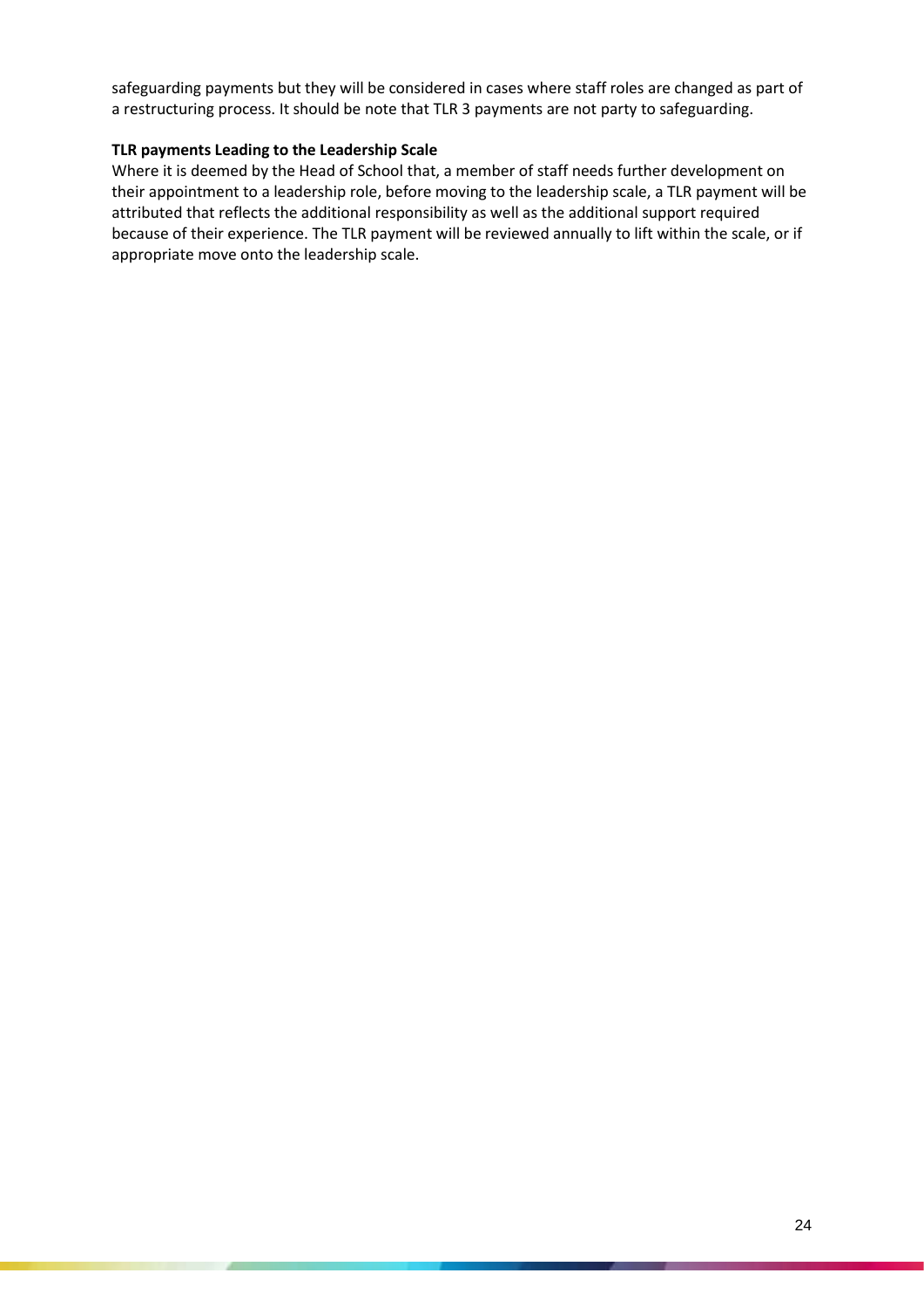safeguarding payments but they will be considered in cases where staff roles are changed as part of a restructuring process. It should be note that TLR 3 payments are not party to safeguarding.

**TLR payments Leading to the Leadership Scale**

Where it is deemed by the Head of School that, a member of staff needs further development on their appointment to a leadership role, before moving to the leadership scale, a TLR payment will be attributed that reflects the additional responsibility as well as the additional support required because of their experience. The TLR payment will be reviewed annually to lift within the scale, or if appropriate move onto the leadership scale.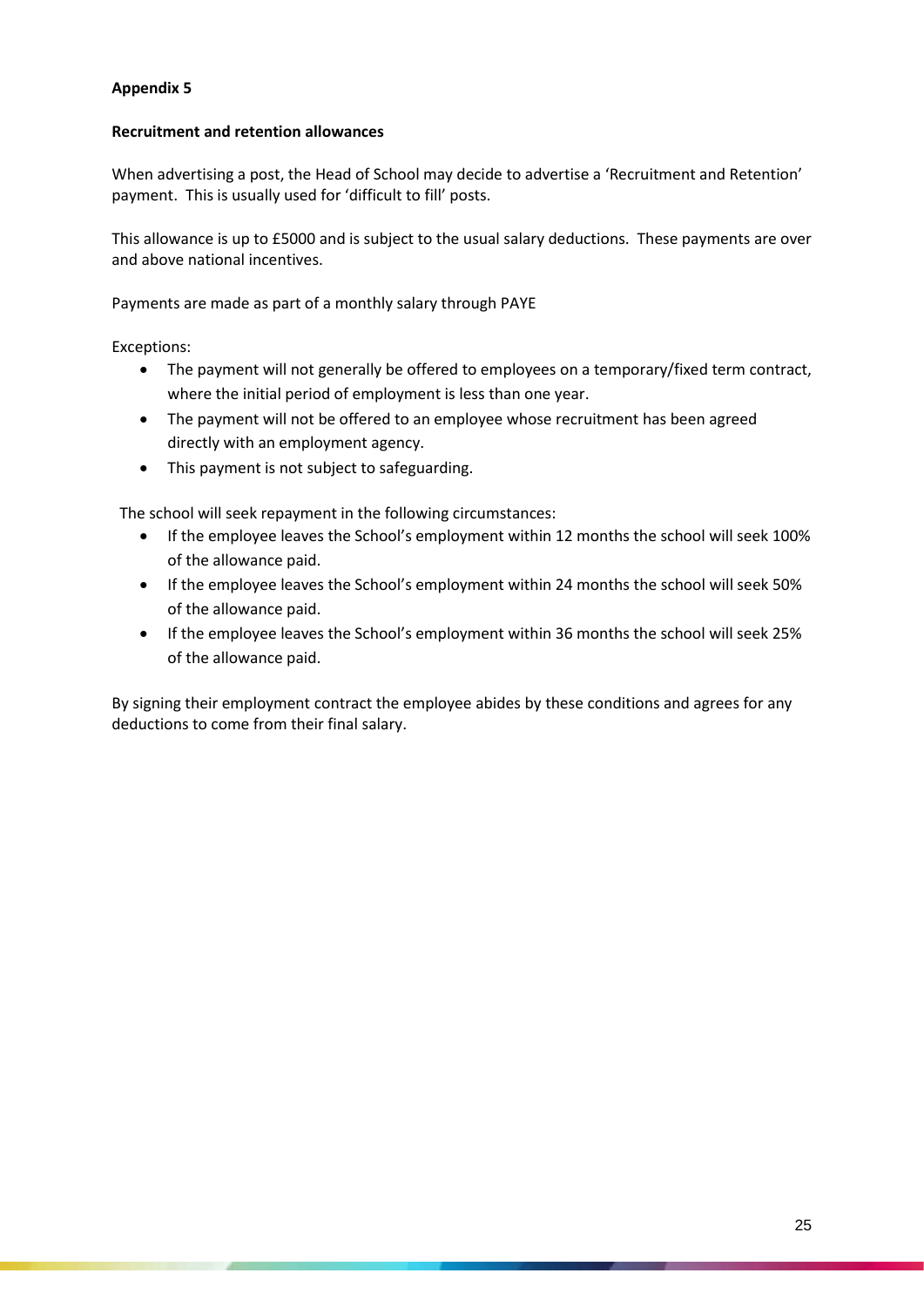**Appendix 5**

**Recruitment and retention allowances**

When advertising a post, the Head of School may decide to advertise a 'Recruitment and Retention' payment. This is usually used for 'difficult to fill' posts.

This allowance is up to £5000 and is subject to the usual salary deductions. These payments are over and above national incentives.

Payments are made as part of a monthly salary through PAYE

Exceptions:

- The payment will not generally be offered to employees on a temporary/fixed term contract, where the initial period of employment is less than one year.
- The payment will not be offered to an employee whose recruitment has been agreed directly with an employment agency.
- This payment is not subject to safeguarding.

The school will seek repayment in the following circumstances:

- If the employee leaves the School's employment within 12 months the school will seek 100% of the allowance paid.
- If the employee leaves the School's employment within 24 months the school will seek 50% of the allowance paid.
- If the employee leaves the School's employment within 36 months the school will seek 25% of the allowance paid.

By signing their employment contract the employee abides by these conditions and agrees for any deductions to come from their final salary.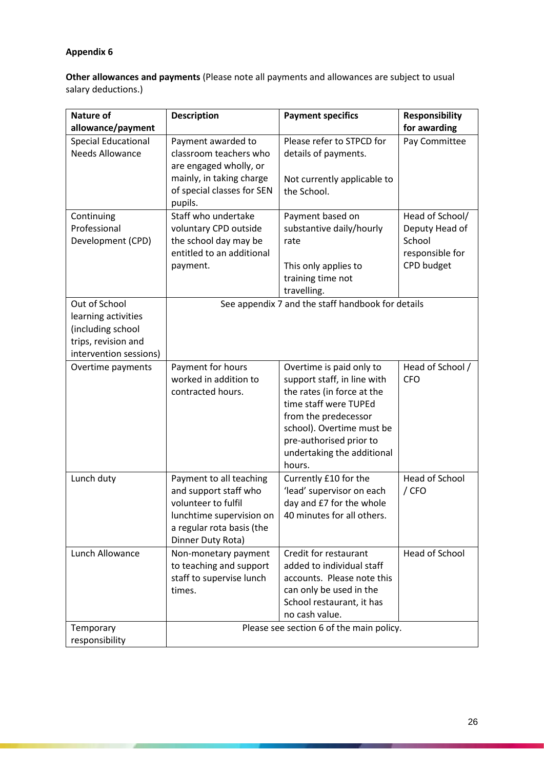**Appendix 6**

**Other allowances and payments** (Please note all payments and allowances are subject to usual salary deductions.)

| Nature of allowance/payment | Description | Payment specifics | Responsibility for awarding |
|---|---|---|---|
| Special Educational Needs Allowance | Payment awarded to classroom teachers who are engaged wholly, or mainly, in taking charge of special classes for SEN pupils. | Please refer to STPCD for details of payments.<br><br>Not currently applicable to the School. | Pay Committee |
| Continuing Professional Development (CPD) | Staff who undertake voluntary CPD outside the school day may be entitled to an additional payment. | Payment based on substantive daily/hourly rate<br><br>This only applies to training time not travelling. | Head of School/ Deputy Head of School responsible for CPD budget |
| Out of School learning activities (including school trips, revision and intervention sessions) | See appendix 7 and the staff handbook for details | | |
| Overtime payments | Payment for hours worked in addition to contracted hours. | Overtime is paid only to support staff, in line with the rates (in force at the time staff were TUPEd from the predecessor school). Overtime must be pre-authorised prior to undertaking the additional hours. | Head of School / CFO |
| Lunch duty | Payment to all teaching and support staff who volunteer to fulfil lunchtime supervision on a regular rota basis (the Dinner Duty Rota) | Currently £10 for the 'lead' supervisor on each day and £7 for the whole 40 minutes for all others. | Head of School / CFO |
| Lunch Allowance | Non-monetary payment to teaching and support staff to supervise lunch times. | Credit for restaurant added to individual staff accounts. Please note this can only be used in the School restaurant, it has no cash value. | Head of School |
| Temporary responsibility | Please see section 6 of the main policy. | | |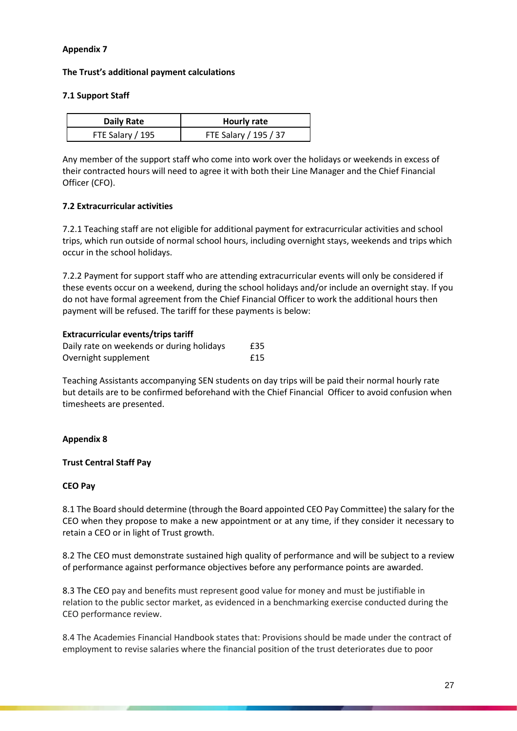**Appendix 7**

**The Trust's additional payment calculations**

**7.1 Support Staff**

| Daily Rate | Hourly rate |
|---|---|
| FTE Salary / 195 | FTE Salary / 195 / 37 |

Any member of the support staff who come into work over the holidays or weekends in excess of their contracted hours will need to agree it with both their Line Manager and the Chief Financial Officer (CFO).

**7.2 Extracurricular activities**

7.2.1 Teaching staff are not eligible for additional payment for extracurricular activities and school trips, which run outside of normal school hours, including overnight stays, weekends and trips which occur in the school holidays.

7.2.2 Payment for support staff who are attending extracurricular events will only be considered if these events occur on a weekend, during the school holidays and/or include an overnight stay. If you do not have formal agreement from the Chief Financial Officer to work the additional hours then payment will be refused. The tariff for these payments is below:

**Extracurricular events/trips tariff**

| | |
|---|---|
| Daily rate on weekends or during holidays | £35 |
| Overnight supplement | £15 |

Teaching Assistants accompanying SEN students on day trips will be paid their normal hourly rate but details are to be confirmed beforehand with the Chief Financial Officer to avoid confusion when timesheets are presented.

**Appendix 8**

**Trust Central Staff Pay**

**CEO Pay**

8.1 The Board should determine (through the Board appointed CEO Pay Committee) the salary for the CEO when they propose to make a new appointment or at any time, if they consider it necessary to retain a CEO or in light of Trust growth.

8.2 The CEO must demonstrate sustained high quality of performance and will be subject to a review of performance against performance objectives before any performance points are awarded.

8.3 The CEO pay and benefits must represent good value for money and must be justifiable in relation to the public sector market, as evidenced in a benchmarking exercise conducted during the CEO performance review.

8.4 The Academies Financial Handbook states that: Provisions should be made under the contract of employment to revise salaries where the financial position of the trust deteriorates due to poor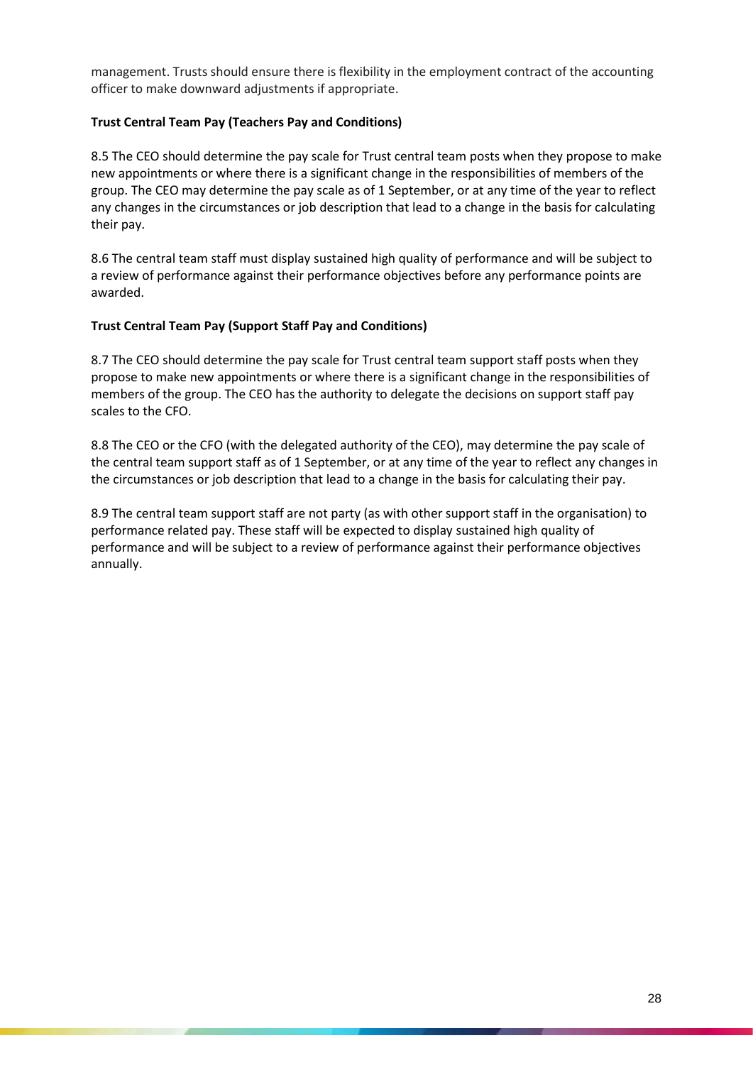management. Trusts should ensure there is flexibility in the employment contract of the accounting officer to make downward adjustments if appropriate.

**Trust Central Team Pay (Teachers Pay and Conditions)**

8.5 The CEO should determine the pay scale for Trust central team posts when they propose to make new appointments or where there is a significant change in the responsibilities of members of the group. The CEO may determine the pay scale as of 1 September, or at any time of the year to reflect any changes in the circumstances or job description that lead to a change in the basis for calculating their pay.

8.6 The central team staff must display sustained high quality of performance and will be subject to a review of performance against their performance objectives before any performance points are awarded.

**Trust Central Team Pay (Support Staff Pay and Conditions)**

8.7 The CEO should determine the pay scale for Trust central team support staff posts when they propose to make new appointments or where there is a significant change in the responsibilities of members of the group. The CEO has the authority to delegate the decisions on support staff pay scales to the CFO.

8.8 The CEO or the CFO (with the delegated authority of the CEO), may determine the pay scale of the central team support staff as of 1 September, or at any time of the year to reflect any changes in the circumstances or job description that lead to a change in the basis for calculating their pay.

8.9 The central team support staff are not party (as with other support staff in the organisation) to performance related pay. These staff will be expected to display sustained high quality of performance and will be subject to a review of performance against their performance objectives annually.